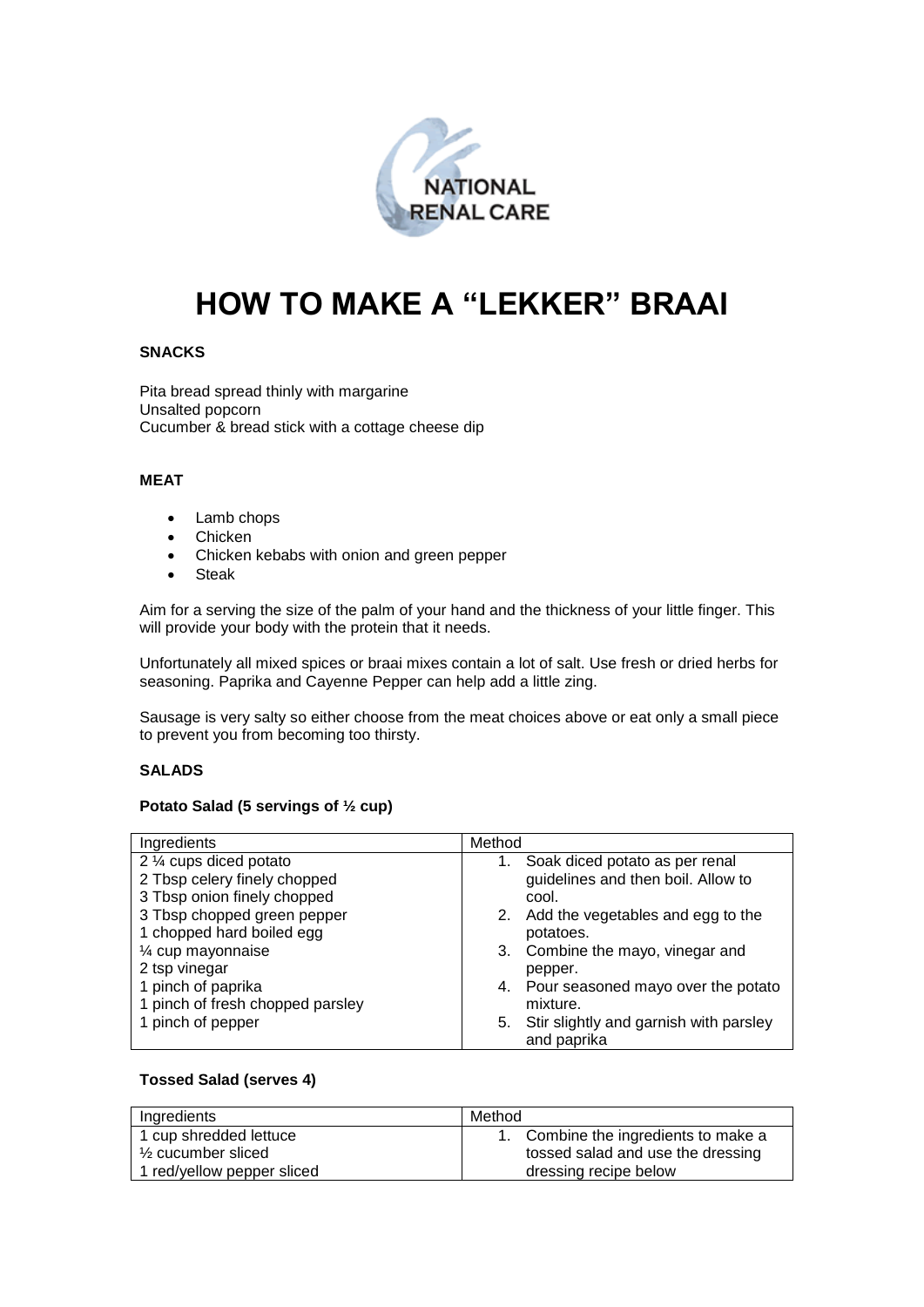NATIONAL RENAL CARE

# HOW TO MAKE A "LEKKER" BRAAI

## SNACKS

Pita bread spread thinly with margarine
Unsalted popcorn
Cucumber & bread stick with a cottage cheese dip

## MEAT

- Lamb chops
- Chicken
- Chicken kebabs with onion and green pepper
- Steak

Aim for a serving the size of the palm of your hand and the thickness of your little finger. This will provide your body with the protein that it needs.

Unfortunately all mixed spices or braai mixes contain a lot of salt. Use fresh or dried herbs for seasoning. Paprika and Cayenne Pepper can help add a little zing.

Sausage is very salty so either choose from the meat choices above or eat only a small piece to prevent you from becoming too thirsty.

## SALADS

### Potato Salad (5 servings of ½ cup)

| Ingredients | Method |
| --- | --- |
| 2 ¼ cups diced potato<br>2 Tbsp celery finely chopped<br>3 Tbsp onion finely chopped<br>3 Tbsp chopped green pepper<br>1 chopped hard boiled egg<br>¼ cup mayonnaise<br>2 tsp vinegar<br>1 pinch of paprika<br>1 pinch of fresh chopped parsley<br>1 pinch of pepper | 1. Soak diced potato as per renal guidelines and then boil. Allow to cool.<br>2. Add the vegetables and egg to the potatoes.<br>3. Combine the mayo, vinegar and pepper.<br>4. Pour seasoned mayo over the potato mixture.<br>5. Stir slightly and garnish with parsley and paprika |

### Tossed Salad (serves 4)

| Ingredients | Method |
| --- | --- |
| 1 cup shredded lettuce<br>½ cucumber sliced<br>1 red/yellow pepper sliced | 1. Combine the ingredients to make a tossed salad and use the dressing dressing recipe below |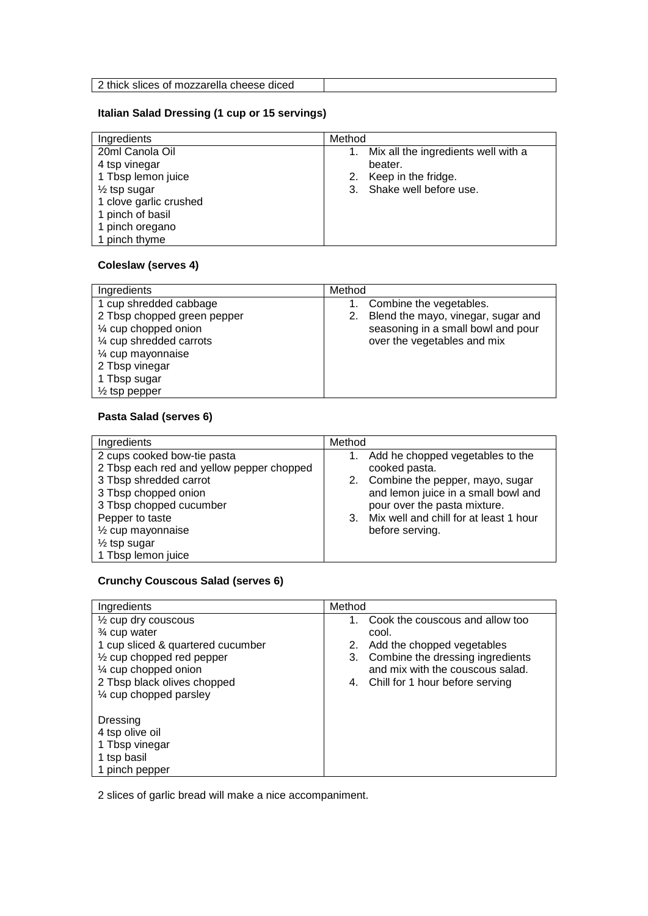| 2 thick slices of mozzarella cheese diced | |
|---|---|

**Italian Salad Dressing (1 cup or 15 servings)**

| Ingredients | Method |
|---|---|
| 20ml Canola Oil<br>4 tsp vinegar<br>1 Tbsp lemon juice<br>½ tsp sugar<br>1 clove garlic crushed<br>1 pinch of basil<br>1 pinch oregano<br>1 pinch thyme | 1. Mix all the ingredients well with a beater.<br>2. Keep in the fridge.<br>3. Shake well before use. |

**Coleslaw (serves 4)**

| Ingredients | Method |
|---|---|
| 1 cup shredded cabbage<br>2 Tbsp chopped green pepper<br>¼ cup chopped onion<br>¼ cup shredded carrots<br>¼ cup mayonnaise<br>2 Tbsp vinegar<br>1 Tbsp sugar<br>½ tsp pepper | 1. Combine the vegetables.<br>2. Blend the mayo, vinegar, sugar and seasoning in a small bowl and pour over the vegetables and mix |

**Pasta Salad (serves 6)**

| Ingredients | Method |
|---|---|
| 2 cups cooked bow-tie pasta<br>2 Tbsp each red and yellow pepper chopped<br>3 Tbsp shredded carrot<br>3 Tbsp chopped onion<br>3 Tbsp chopped cucumber<br>Pepper to taste<br>½ cup mayonnaise<br>½ tsp sugar<br>1 Tbsp lemon juice | 1. Add he chopped vegetables to the cooked pasta.<br>2. Combine the pepper, mayo, sugar and lemon juice in a small bowl and pour over the pasta mixture.<br>3. Mix well and chill for at least 1 hour before serving. |

**Crunchy Couscous Salad (serves 6)**

| Ingredients | Method |
|---|---|
| ½ cup dry couscous<br>¾ cup water<br>1 cup sliced & quartered cucumber<br>½ cup chopped red pepper<br>¼ cup chopped onion<br>2 Tbsp black olives chopped<br>¼ cup chopped parsley<br><br>Dressing<br>4 tsp olive oil<br>1 Tbsp vinegar<br>1 tsp basil<br>1 pinch pepper | 1. Cook the couscous and allow too cool.<br>2. Add the chopped vegetables<br>3. Combine the dressing ingredients and mix with the couscous salad.<br>4. Chill for 1 hour before serving |

2 slices of garlic bread will make a nice accompaniment.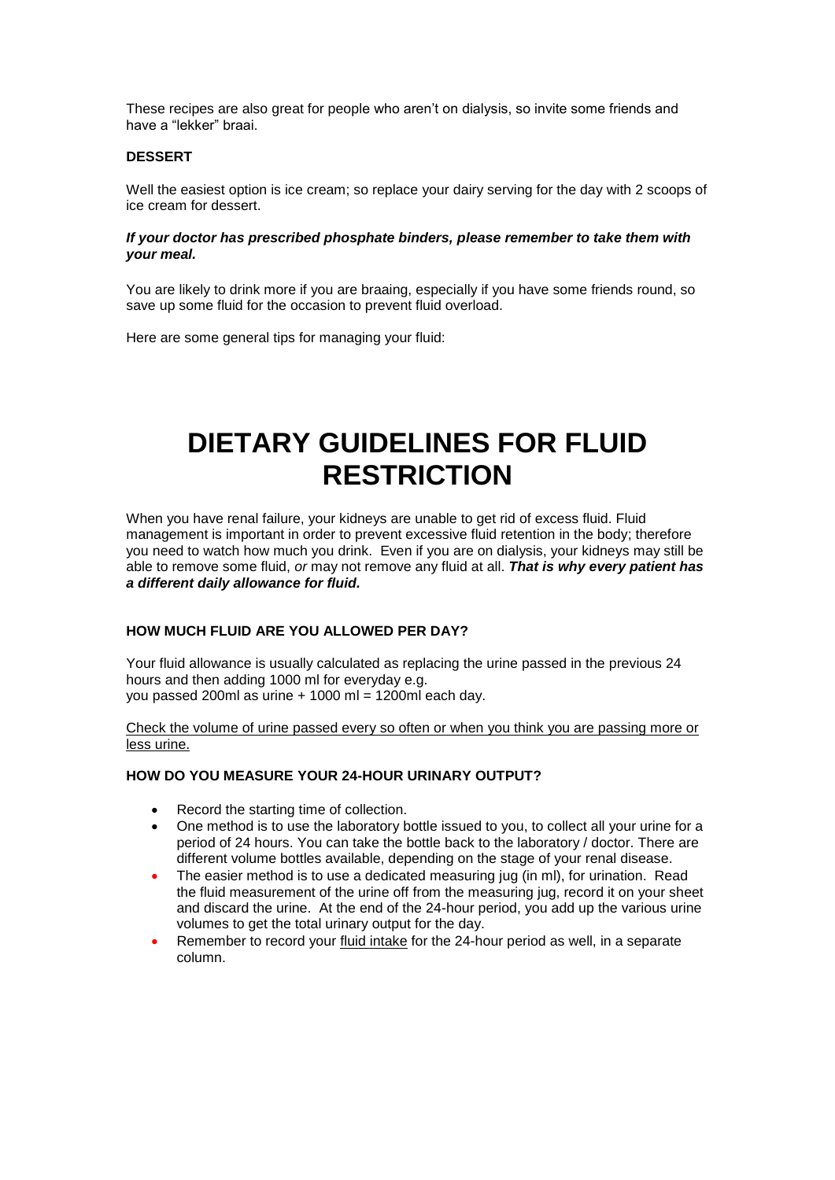These recipes are also great for people who aren't on dialysis, so invite some friends and have a "lekker" braai.

**DESSERT**

Well the easiest option is ice cream; so replace your dairy serving for the day with 2 scoops of ice cream for dessert.

***If your doctor has prescribed phosphate binders, please remember to take them with your meal.***

You are likely to drink more if you are braaing, especially if you have some friends round, so save up some fluid for the occasion to prevent fluid overload.

Here are some general tips for managing your fluid:

# DIETARY GUIDELINES FOR FLUID RESTRICTION

When you have renal failure, your kidneys are unable to get rid of excess fluid. Fluid management is important in order to prevent excessive fluid retention in the body; therefore you need to watch how much you drink. Even if you are on dialysis, your kidneys may still be able to remove some fluid, *or* may not remove any fluid at all. ***That is why every patient has a different daily allowance for fluid.***

### HOW MUCH FLUID ARE YOU ALLOWED PER DAY?

Your fluid allowance is usually calculated as replacing the urine passed in the previous 24 hours and then adding 1000 ml for everyday e.g.
you passed 200ml as urine + 1000 ml = 1200ml each day.

<u>Check the volume of urine passed every so often or when you think you are passing more or less urine.</u>

### HOW DO YOU MEASURE YOUR 24-HOUR URINARY OUTPUT?

- Record the starting time of collection.
- One method is to use the laboratory bottle issued to you, to collect all your urine for a period of 24 hours. You can take the bottle back to the laboratory / doctor. There are different volume bottles available, depending on the stage of your renal disease.
- The easier method is to use a dedicated measuring jug (in ml), for urination. Read the fluid measurement of the urine off from the measuring jug, record it on your sheet and discard the urine. At the end of the 24-hour period, you add up the various urine volumes to get the total urinary output for the day.
- Remember to record your <u>fluid intake</u> for the 24-hour period as well, in a separate column.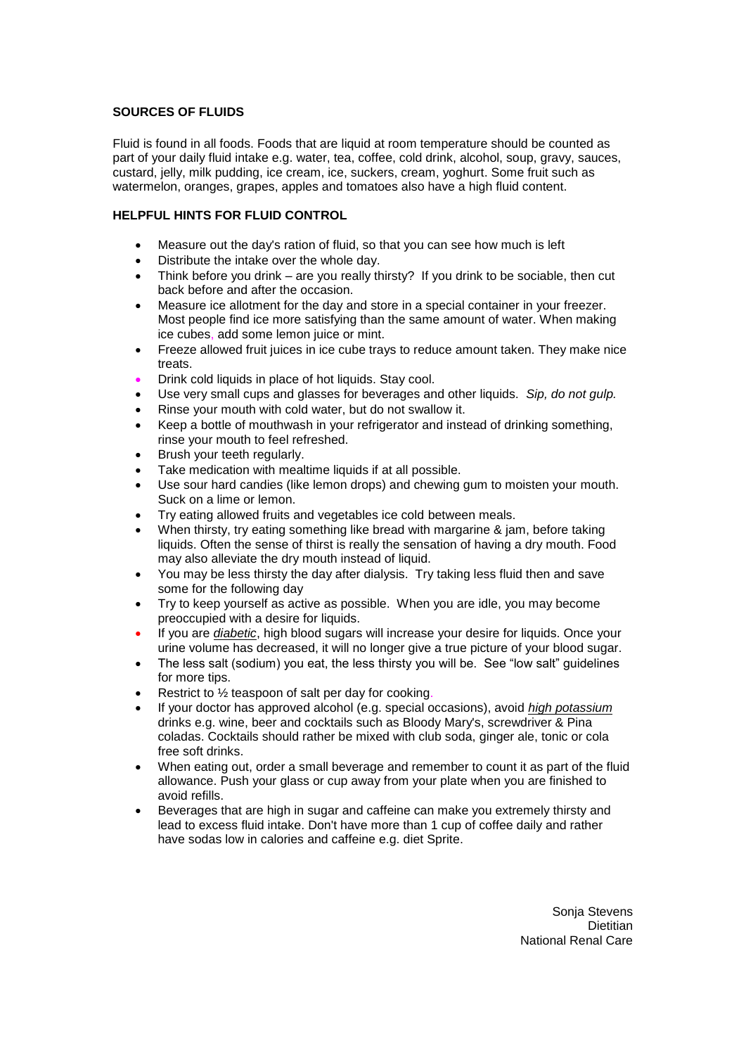**SOURCES OF FLUIDS**

Fluid is found in all foods. Foods that are liquid at room temperature should be counted as part of your daily fluid intake e.g. water, tea, coffee, cold drink, alcohol, soup, gravy, sauces, custard, jelly, milk pudding, ice cream, ice, suckers, cream, yoghurt. Some fruit such as watermelon, oranges, grapes, apples and tomatoes also have a high fluid content.

**HELPFUL HINTS FOR FLUID CONTROL**

- Measure out the day's ration of fluid, so that you can see how much is left
- Distribute the intake over the whole day.
- Think before you drink – are you really thirsty? If you drink to be sociable, then cut back before and after the occasion.
- Measure ice allotment for the day and store in a special container in your freezer. Most people find ice more satisfying than the same amount of water. When making ice cubes, add some lemon juice or mint.
- Freeze allowed fruit juices in ice cube trays to reduce amount taken. They make nice treats.
- Drink cold liquids in place of hot liquids. Stay cool.
- Use very small cups and glasses for beverages and other liquids. *Sip, do not gulp.*
- Rinse your mouth with cold water, but do not swallow it.
- Keep a bottle of mouthwash in your refrigerator and instead of drinking something, rinse your mouth to feel refreshed.
- Brush your teeth regularly.
- Take medication with mealtime liquids if at all possible.
- Use sour hard candies (like lemon drops) and chewing gum to moisten your mouth. Suck on a lime or lemon.
- Try eating allowed fruits and vegetables ice cold between meals.
- When thirsty, try eating something like bread with margarine & jam, before taking liquids. Often the sense of thirst is really the sensation of having a dry mouth. Food may also alleviate the dry mouth instead of liquid.
- You may be less thirsty the day after dialysis. Try taking less fluid then and save some for the following day
- Try to keep yourself as active as possible. When you are idle, you may become preoccupied with a desire for liquids.
- If you are *diabetic*, high blood sugars will increase your desire for liquids. Once your urine volume has decreased, it will no longer give a true picture of your blood sugar.
- The less salt (sodium) you eat, the less thirsty you will be. See "low salt" guidelines for more tips.
- Restrict to ½ teaspoon of salt per day for cooking.
- If your doctor has approved alcohol (e.g. special occasions), avoid *high potassium* drinks e.g. wine, beer and cocktails such as Bloody Mary's, screwdriver & Pina coladas. Cocktails should rather be mixed with club soda, ginger ale, tonic or cola free soft drinks.
- When eating out, order a small beverage and remember to count it as part of the fluid allowance. Push your glass or cup away from your plate when you are finished to avoid refills.
- Beverages that are high in sugar and caffeine can make you extremely thirsty and lead to excess fluid intake. Don't have more than 1 cup of coffee daily and rather have sodas low in calories and caffeine e.g. diet Sprite.

Sonja Stevens
Dietitian
National Renal Care